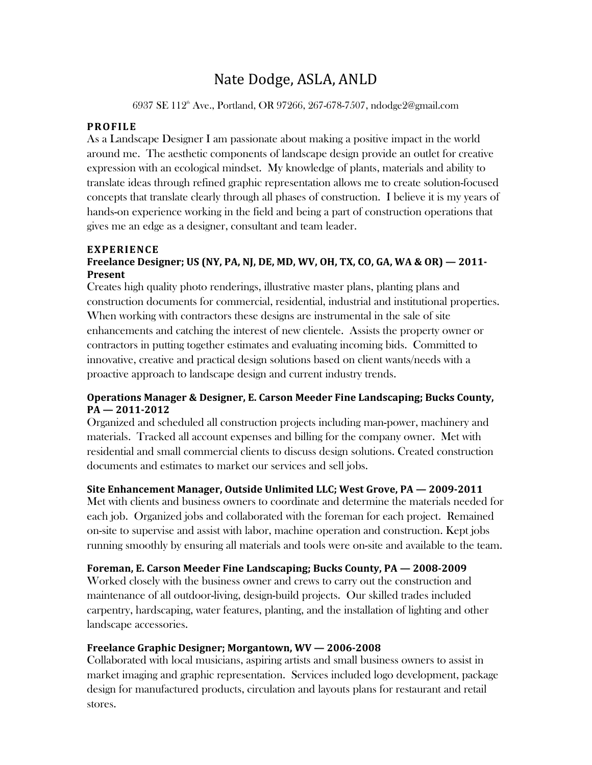# Nate Dodge, ASLA, ANLD

6937 SE 112$^{th}$ Ave., Portland, OR 97266, 267-678-7507, ndodge2@gmail.com

## PROFILE

As a Landscape Designer I am passionate about making a positive impact in the world around me. The aesthetic components of landscape design provide an outlet for creative expression with an ecological mindset. My knowledge of plants, materials and ability to translate ideas through refined graphic representation allows me to create solution-focused concepts that translate clearly through all phases of construction. I believe it is my years of hands-on experience working in the field and being a part of construction operations that gives me an edge as a designer, consultant and team leader.

## EXPERIENCE

### Freelance Designer; US (NY, PA, NJ, DE, MD, WV, OH, TX, CO, GA, WA & OR) — 2011-Present

Creates high quality photo renderings, illustrative master plans, planting plans and construction documents for commercial, residential, industrial and institutional properties. When working with contractors these designs are instrumental in the sale of site enhancements and catching the interest of new clientele. Assists the property owner or contractors in putting together estimates and evaluating incoming bids. Committed to innovative, creative and practical design solutions based on client wants/needs with a proactive approach to landscape design and current industry trends.

### Operations Manager & Designer, E. Carson Meeder Fine Landscaping; Bucks County, PA — 2011-2012

Organized and scheduled all construction projects including man-power, machinery and materials. Tracked all account expenses and billing for the company owner. Met with residential and small commercial clients to discuss design solutions. Created construction documents and estimates to market our services and sell jobs.

### Site Enhancement Manager, Outside Unlimited LLC; West Grove, PA — 2009-2011

Met with clients and business owners to coordinate and determine the materials needed for each job. Organized jobs and collaborated with the foreman for each project. Remained on-site to supervise and assist with labor, machine operation and construction. Kept jobs running smoothly by ensuring all materials and tools were on-site and available to the team.

### Foreman, E. Carson Meeder Fine Landscaping; Bucks County, PA — 2008-2009

Worked closely with the business owner and crews to carry out the construction and maintenance of all outdoor-living, design-build projects. Our skilled trades included carpentry, hardscaping, water features, planting, and the installation of lighting and other landscape accessories.

### Freelance Graphic Designer; Morgantown, WV — 2006-2008

Collaborated with local musicians, aspiring artists and small business owners to assist in market imaging and graphic representation. Services included logo development, package design for manufactured products, circulation and layouts plans for restaurant and retail stores.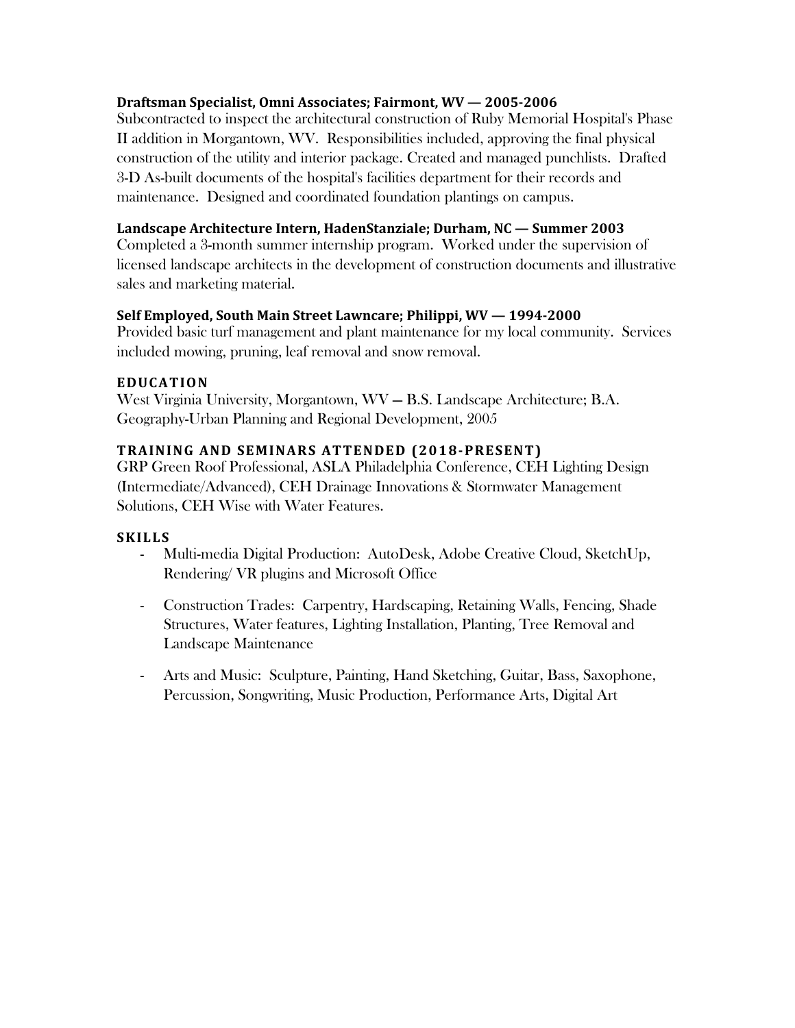**Draftsman Specialist, Omni Associates; Fairmont, WV — 2005-2006**

Subcontracted to inspect the architectural construction of Ruby Memorial Hospital's Phase II addition in Morgantown, WV. Responsibilities included, approving the final physical construction of the utility and interior package. Created and managed punchlists. Drafted 3-D As-built documents of the hospital's facilities department for their records and maintenance. Designed and coordinated foundation plantings on campus.

**Landscape Architecture Intern, HadenStanziale; Durham, NC — Summer 2003**

Completed a 3-month summer internship program. Worked under the supervision of licensed landscape architects in the development of construction documents and illustrative sales and marketing material.

**Self Employed, South Main Street Lawncare; Philippi, WV — 1994-2000**

Provided basic turf management and plant maintenance for my local community. Services included mowing, pruning, leaf removal and snow removal.

## EDUCATION

West Virginia University, Morgantown, WV – B.S. Landscape Architecture; B.A. Geography-Urban Planning and Regional Development, 2005

## TRAINING AND SEMINARS ATTENDED (2018-PRESENT)

GRP Green Roof Professional, ASLA Philadelphia Conference, CEH Lighting Design (Intermediate/Advanced), CEH Drainage Innovations & Stormwater Management Solutions, CEH Wise with Water Features.

## SKILLS

- Multi-media Digital Production: AutoDesk, Adobe Creative Cloud, SketchUp, Rendering/ VR plugins and Microsoft Office
- Construction Trades: Carpentry, Hardscaping, Retaining Walls, Fencing, Shade Structures, Water features, Lighting Installation, Planting, Tree Removal and Landscape Maintenance
- Arts and Music: Sculpture, Painting, Hand Sketching, Guitar, Bass, Saxophone, Percussion, Songwriting, Music Production, Performance Arts, Digital Art